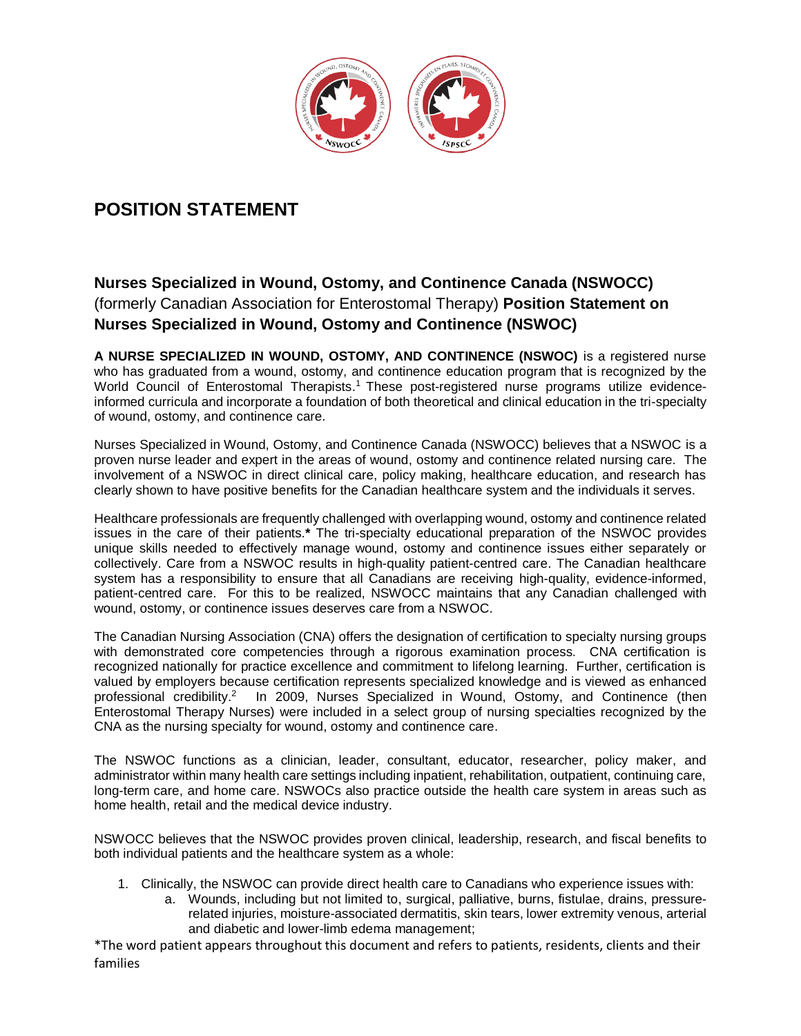# POSITION STATEMENT

## **Nurses Specialized in Wound, Ostomy, and Continence Canada (NSWOCC)** (formerly Canadian Association for Enterostomal Therapy) **Position Statement on Nurses Specialized in Wound, Ostomy and Continence (NSWOC)**

**A NURSE SPECIALIZED IN WOUND, OSTOMY, AND CONTINENCE (NSWOC)** is a registered nurse who has graduated from a wound, ostomy, and continence education program that is recognized by the World Council of Enterostomal Therapists.[1] These post-registered nurse programs utilize evidence-informed curricula and incorporate a foundation of both theoretical and clinical education in the tri-specialty of wound, ostomy, and continence care.

Nurses Specialized in Wound, Ostomy, and Continence Canada (NSWOCC) believes that a NSWOC is a proven nurse leader and expert in the areas of wound, ostomy and continence related nursing care. The involvement of a NSWOC in direct clinical care, policy making, healthcare education, and research has clearly shown to have positive benefits for the Canadian healthcare system and the individuals it serves.

Healthcare professionals are frequently challenged with overlapping wound, ostomy and continence related issues in the care of their patients.**\*** The tri-specialty educational preparation of the NSWOC provides unique skills needed to effectively manage wound, ostomy and continence issues either separately or collectively. Care from a NSWOC results in high-quality patient-centred care. The Canadian healthcare system has a responsibility to ensure that all Canadians are receiving high-quality, evidence-informed, patient-centred care. For this to be realized, NSWOCC maintains that any Canadian challenged with wound, ostomy, or continence issues deserves care from a NSWOC.

The Canadian Nursing Association (CNA) offers the designation of certification to specialty nursing groups with demonstrated core competencies through a rigorous examination process. CNA certification is recognized nationally for practice excellence and commitment to lifelong learning. Further, certification is valued by employers because certification represents specialized knowledge and is viewed as enhanced professional credibility.[2] In 2009, Nurses Specialized in Wound, Ostomy, and Continence (then Enterostomal Therapy Nurses) were included in a select group of nursing specialties recognized by the CNA as the nursing specialty for wound, ostomy and continence care.

The NSWOC functions as a clinician, leader, consultant, educator, researcher, policy maker, and administrator within many health care settings including inpatient, rehabilitation, outpatient, continuing care, long-term care, and home care. NSWOCs also practice outside the health care system in areas such as home health, retail and the medical device industry.

NSWOCC believes that the NSWOC provides proven clinical, leadership, research, and fiscal benefits to both individual patients and the healthcare system as a whole:

1. Clinically, the NSWOC can provide direct health care to Canadians who experience issues with:
   a. Wounds, including but not limited to, surgical, palliative, burns, fistulae, drains, pressure-related injuries, moisture-associated dermatitis, skin tears, lower extremity venous, arterial and diabetic and lower-limb edema management;

\*The word patient appears throughout this document and refers to patients, residents, clients and their families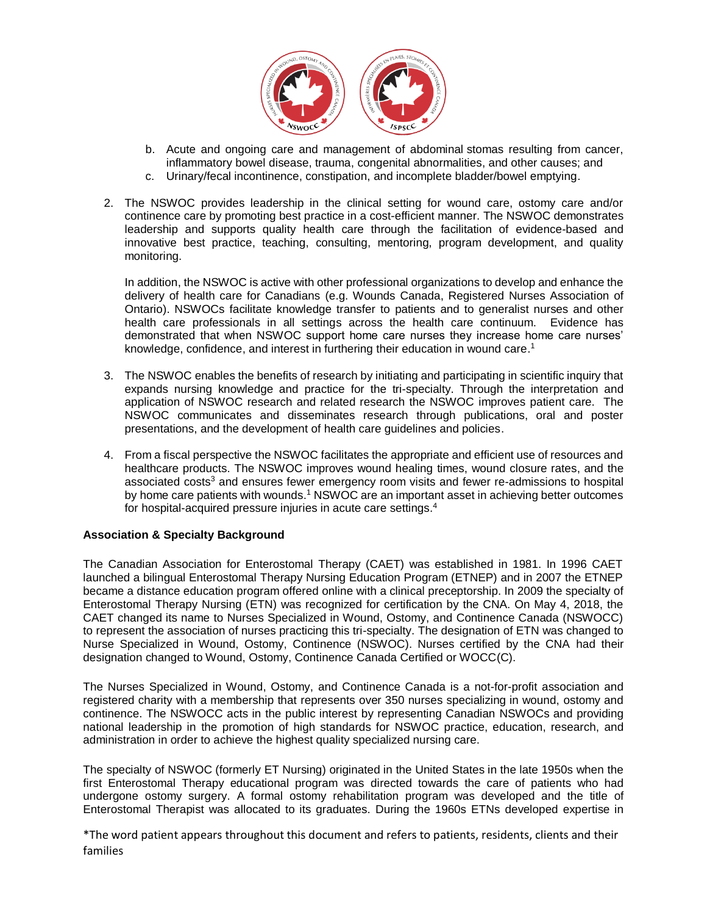b. Acute and ongoing care and management of abdominal stomas resulting from cancer, inflammatory bowel disease, trauma, congenital abnormalities, and other causes; and
c. Urinary/fecal incontinence, constipation, and incomplete bladder/bowel emptying.

2. The NSWOC provides leadership in the clinical setting for wound care, ostomy care and/or continence care by promoting best practice in a cost-efficient manner. The NSWOC demonstrates leadership and supports quality health care through the facilitation of evidence-based and innovative best practice, teaching, consulting, mentoring, program development, and quality monitoring.

   In addition, the NSWOC is active with other professional organizations to develop and enhance the delivery of health care for Canadians (e.g. Wounds Canada, Registered Nurses Association of Ontario). NSWOCs facilitate knowledge transfer to patients and to generalist nurses and other health care professionals in all settings across the health care continuum. Evidence has demonstrated that when NSWOC support home care nurses they increase home care nurses' knowledge, confidence, and interest in furthering their education in wound care.[1]

3. The NSWOC enables the benefits of research by initiating and participating in scientific inquiry that expands nursing knowledge and practice for the tri-specialty. Through the interpretation and application of NSWOC research and related research the NSWOC improves patient care. The NSWOC communicates and disseminates research through publications, oral and poster presentations, and the development of health care guidelines and policies.

4. From a fiscal perspective the NSWOC facilitates the appropriate and efficient use of resources and healthcare products. The NSWOC improves wound healing times, wound closure rates, and the associated costs[3] and ensures fewer emergency room visits and fewer re-admissions to hospital by home care patients with wounds.[1] NSWOC are an important asset in achieving better outcomes for hospital-acquired pressure injuries in acute care settings.[4]

**Association & Specialty Background**

The Canadian Association for Enterostomal Therapy (CAET) was established in 1981. In 1996 CAET launched a bilingual Enterostomal Therapy Nursing Education Program (ETNEP) and in 2007 the ETNEP became a distance education program offered online with a clinical preceptorship. In 2009 the specialty of Enterostomal Therapy Nursing (ETN) was recognized for certification by the CNA. On May 4, 2018, the CAET changed its name to Nurses Specialized in Wound, Ostomy, and Continence Canada (NSWOCC) to represent the association of nurses practicing this tri-specialty. The designation of ETN was changed to Nurse Specialized in Wound, Ostomy, Continence (NSWOC). Nurses certified by the CNA had their designation changed to Wound, Ostomy, Continence Canada Certified or WOCC(C).

The Nurses Specialized in Wound, Ostomy, and Continence Canada is a not-for-profit association and registered charity with a membership that represents over 350 nurses specializing in wound, ostomy and continence. The NSWOCC acts in the public interest by representing Canadian NSWOCs and providing national leadership in the promotion of high standards for NSWOC practice, education, research, and administration in order to achieve the highest quality specialized nursing care.

The specialty of NSWOC (formerly ET Nursing) originated in the United States in the late 1950s when the first Enterostomal Therapy educational program was directed towards the care of patients who had undergone ostomy surgery. A formal ostomy rehabilitation program was developed and the title of Enterostomal Therapist was allocated to its graduates. During the 1960s ETNs developed expertise in

*The word patient appears throughout this document and refers to patients, residents, clients and their families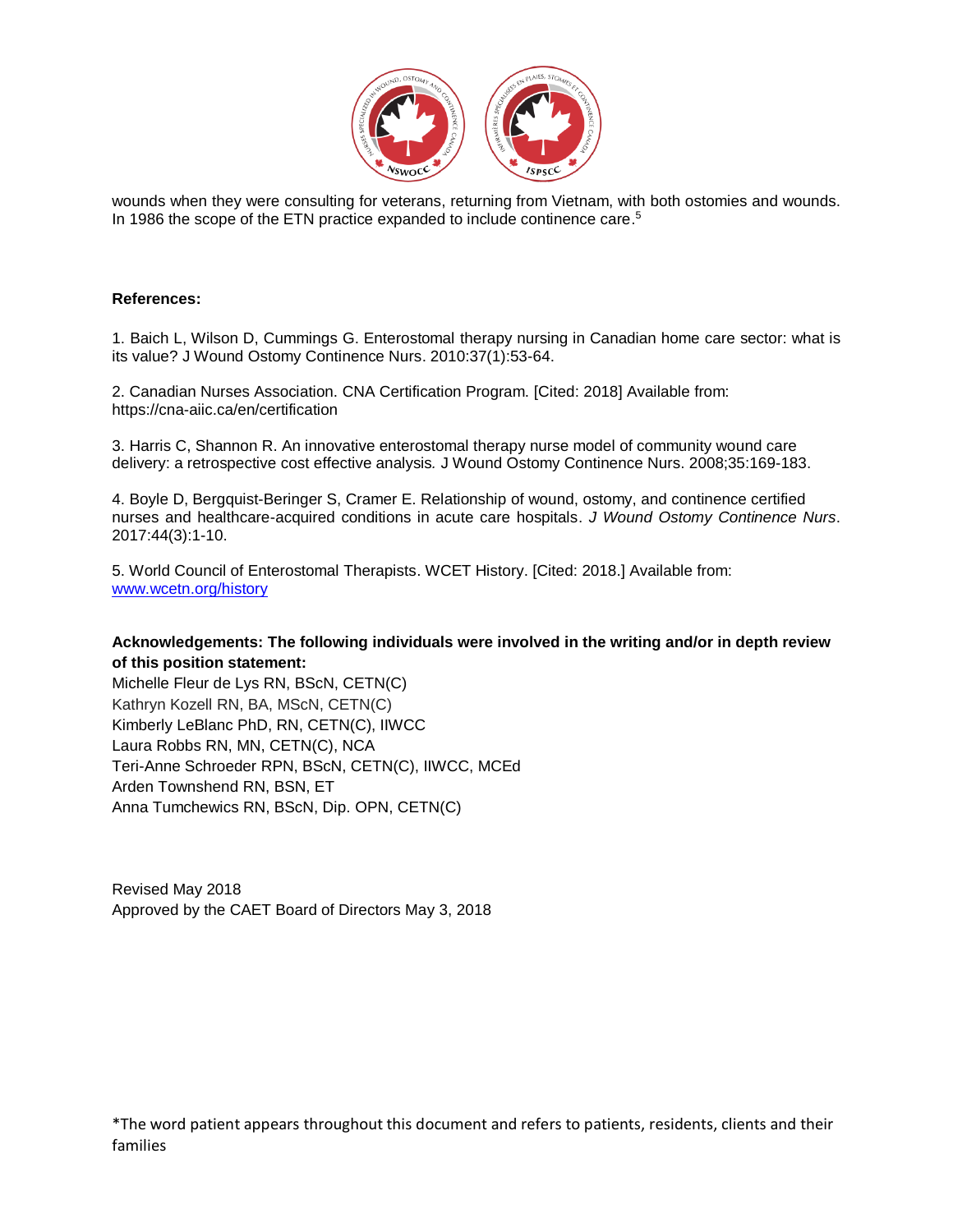wounds when they were consulting for veterans, returning from Vietnam, with both ostomies and wounds. In 1986 the scope of the ETN practice expanded to include continence care.[5]

**References:**

1. Baich L, Wilson D, Cummings G. Enterostomal therapy nursing in Canadian home care sector: what is its value? J Wound Ostomy Continence Nurs. 2010:37(1):53-64.

2. Canadian Nurses Association. CNA Certification Program. [Cited: 2018] Available from: https://cna-aiic.ca/en/certification

3. Harris C, Shannon R. An innovative enterostomal therapy nurse model of community wound care delivery: a retrospective cost effective analysis. J Wound Ostomy Continence Nurs. 2008;35:169-183.

4. Boyle D, Bergquist-Beringer S, Cramer E. Relationship of wound, ostomy, and continence certified nurses and healthcare-acquired conditions in acute care hospitals. *J Wound Ostomy Continence Nurs*. 2017:44(3):1-10.

5. World Council of Enterostomal Therapists. WCET History. [Cited: 2018.] Available from: www.wcetn.org/history

**Acknowledgements: The following individuals were involved in the writing and/or in depth review of this position statement:**

Michelle Fleur de Lys RN, BScN, CETN(C)
Kathryn Kozell RN, BA, MScN, CETN(C)
Kimberly LeBlanc PhD, RN, CETN(C), IIWCC
Laura Robbs RN, MN, CETN(C), NCA
Teri-Anne Schroeder RPN, BScN, CETN(C), IIWCC, MCEd
Arden Townshend RN, BSN, ET
Anna Tumchewics RN, BScN, Dip. OPN, CETN(C)

Revised May 2018
Approved by the CAET Board of Directors May 3, 2018

*The word patient appears throughout this document and refers to patients, residents, clients and their families